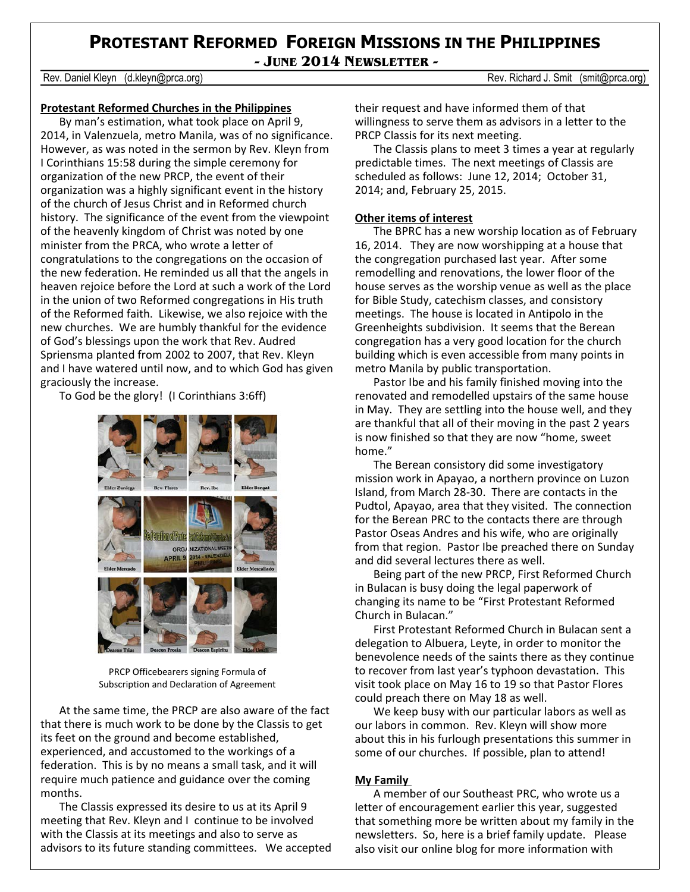# Protestant Reformed Foreign Missions in the Philippines

## - June 2014 Newsletter -

Rev. Daniel Kleyn (d.kleyn@prca.org) Rev. Richard J. Smit (smit@prca.org)

### Protestant Reformed Churches in the Philippines

By man's estimation, what took place on April 9, 2014, in Valenzuela, metro Manila, was of no significance. However, as was noted in the sermon by Rev. Kleyn from I Corinthians 15:58 during the simple ceremony for organization of the new PRCP, the event of their organization was a highly significant event in the history of the church of Jesus Christ and in Reformed church history. The significance of the event from the viewpoint of the heavenly kingdom of Christ was noted by one minister from the PRCA, who wrote a letter of congratulations to the congregations on the occasion of the new federation. He reminded us all that the angels in heaven rejoice before the Lord at such a work of the Lord in the union of two Reformed congregations in His truth of the Reformed faith. Likewise, we also rejoice with the new churches. We are humbly thankful for the evidence of God's blessings upon the work that Rev. Audred Spriensma planted from 2002 to 2007, that Rev. Kleyn and I have watered until now, and to which God has given graciously the increase.

To God be the glory! (I Corinthians 3:6ff)

PRCP Officebearers signing Formula of Subscription and Declaration of Agreement

At the same time, the PRCP are also aware of the fact that there is much work to be done by the Classis to get its feet on the ground and become established, experienced, and accustomed to the workings of a federation. This is by no means a small task, and it will require much patience and guidance over the coming months.

The Classis expressed its desire to us at its April 9 meeting that Rev. Kleyn and I continue to be involved with the Classis at its meetings and also to serve as advisors to its future standing committees. We accepted their request and have informed them of that willingness to serve them as advisors in a letter to the PRCP Classis for its next meeting.

The Classis plans to meet 3 times a year at regularly predictable times. The next meetings of Classis are scheduled as follows: June 12, 2014; October 31, 2014; and, February 25, 2015.

### Other items of interest

The BPRC has a new worship location as of February 16, 2014. They are now worshipping at a house that the congregation purchased last year. After some remodelling and renovations, the lower floor of the house serves as the worship venue as well as the place for Bible Study, catechism classes, and consistory meetings. The house is located in Antipolo in the Greenheights subdivision. It seems that the Berean congregation has a very good location for the church building which is even accessible from many points in metro Manila by public transportation.

Pastor Ibe and his family finished moving into the renovated and remodelled upstairs of the same house in May. They are settling into the house well, and they are thankful that all of their moving in the past 2 years is now finished so that they are now "home, sweet home."

The Berean consistory did some investigatory mission work in Apayao, a northern province on Luzon Island, from March 28-30. There are contacts in the Pudtol, Apayao, area that they visited. The connection for the Berean PRC to the contacts there are through Pastor Oseas Andres and his wife, who are originally from that region. Pastor Ibe preached there on Sunday and did several lectures there as well.

Being part of the new PRCP, First Reformed Church in Bulacan is busy doing the legal paperwork of changing its name to be "First Protestant Reformed Church in Bulacan."

First Protestant Reformed Church in Bulacan sent a delegation to Albuera, Leyte, in order to monitor the benevolence needs of the saints there as they continue to recover from last year's typhoon devastation. This visit took place on May 16 to 19 so that Pastor Flores could preach there on May 18 as well.

We keep busy with our particular labors as well as our labors in common. Rev. Kleyn will show more about this in his furlough presentations this summer in some of our churches. If possible, plan to attend!

### My Family

A member of our Southeast PRC, who wrote us a letter of encouragement earlier this year, suggested that something more be written about my family in the newsletters. So, here is a brief family update. Please also visit our online blog for more information with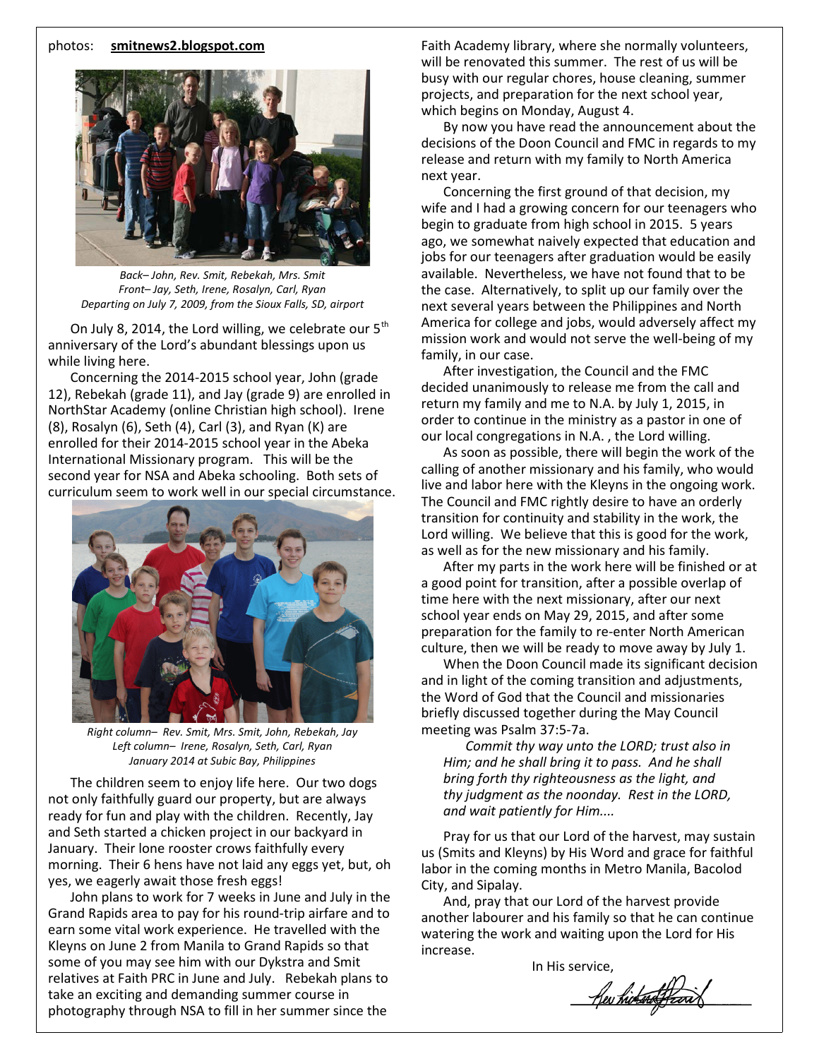photos: **smitnews2.blogspot.com**

*Back– John, Rev. Smit, Rebekah, Mrs. Smit*
*Front– Jay, Seth, Irene, Rosalyn, Carl, Ryan*
*Departing on July 7, 2009, from the Sioux Falls, SD, airport*

On July 8, 2014, the Lord willing, we celebrate our 5th anniversary of the Lord's abundant blessings upon us while living here.

Concerning the 2014-2015 school year, John (grade 12), Rebekah (grade 11), and Jay (grade 9) are enrolled in NorthStar Academy (online Christian high school). Irene (8), Rosalyn (6), Seth (4), Carl (3), and Ryan (K) are enrolled for their 2014-2015 school year in the Abeka International Missionary program. This will be the second year for NSA and Abeka schooling. Both sets of curriculum seem to work well in our special circumstance.

*Right column– Rev. Smit, Mrs. Smit, John, Rebekah, Jay*
*Left column– Irene, Rosalyn, Seth, Carl, Ryan*
*January 2014 at Subic Bay, Philippines*

The children seem to enjoy life here. Our two dogs not only faithfully guard our property, but are always ready for fun and play with the children. Recently, Jay and Seth started a chicken project in our backyard in January. Their lone rooster crows faithfully every morning. Their 6 hens have not laid any eggs yet, but, oh yes, we eagerly await those fresh eggs!

John plans to work for 7 weeks in June and July in the Grand Rapids area to pay for his round-trip airfare and to earn some vital work experience. He travelled with the Kleyns on June 2 from Manila to Grand Rapids so that some of you may see him with our Dykstra and Smit relatives at Faith PRC in June and July. Rebekah plans to take an exciting and demanding summer course in photography through NSA to fill in her summer since the Faith Academy library, where she normally volunteers, will be renovated this summer. The rest of us will be busy with our regular chores, house cleaning, summer projects, and preparation for the next school year, which begins on Monday, August 4.

By now you have read the announcement about the decisions of the Doon Council and FMC in regards to my release and return with my family to North America next year.

Concerning the first ground of that decision, my wife and I had a growing concern for our teenagers who begin to graduate from high school in 2015. 5 years ago, we somewhat naively expected that education and jobs for our teenagers after graduation would be easily available. Nevertheless, we have not found that to be the case. Alternatively, to split up our family over the next several years between the Philippines and North America for college and jobs, would adversely affect my mission work and would not serve the well-being of my family, in our case.

After investigation, the Council and the FMC decided unanimously to release me from the call and return my family and me to N.A. by July 1, 2015, in order to continue in the ministry as a pastor in one of our local congregations in N.A. , the Lord willing.

As soon as possible, there will begin the work of the calling of another missionary and his family, who would live and labor here with the Kleyns in the ongoing work. The Council and FMC rightly desire to have an orderly transition for continuity and stability in the work, the Lord willing. We believe that this is good for the work, as well as for the new missionary and his family.

After my parts in the work here will be finished or at a good point for transition, after a possible overlap of time here with the next missionary, after our next school year ends on May 29, 2015, and after some preparation for the family to re-enter North American culture, then we will be ready to move away by July 1.

When the Doon Council made its significant decision and in light of the coming transition and adjustments, the Word of God that the Council and missionaries briefly discussed together during the May Council meeting was Psalm 37:5-7a.

> *Commit thy way unto the LORD; trust also in Him; and he shall bring it to pass. And he shall bring forth thy righteousness as the light, and thy judgment as the noonday. Rest in the LORD, and wait patiently for Him....*

Pray for us that our Lord of the harvest, may sustain us (Smits and Kleyns) by His Word and grace for faithful labor in the coming months in Metro Manila, Bacolod City, and Sipalay.

And, pray that our Lord of the harvest provide another labourer and his family so that he can continue watering the work and waiting upon the Lord for His increase.

In His service,

Rev Richard Smit